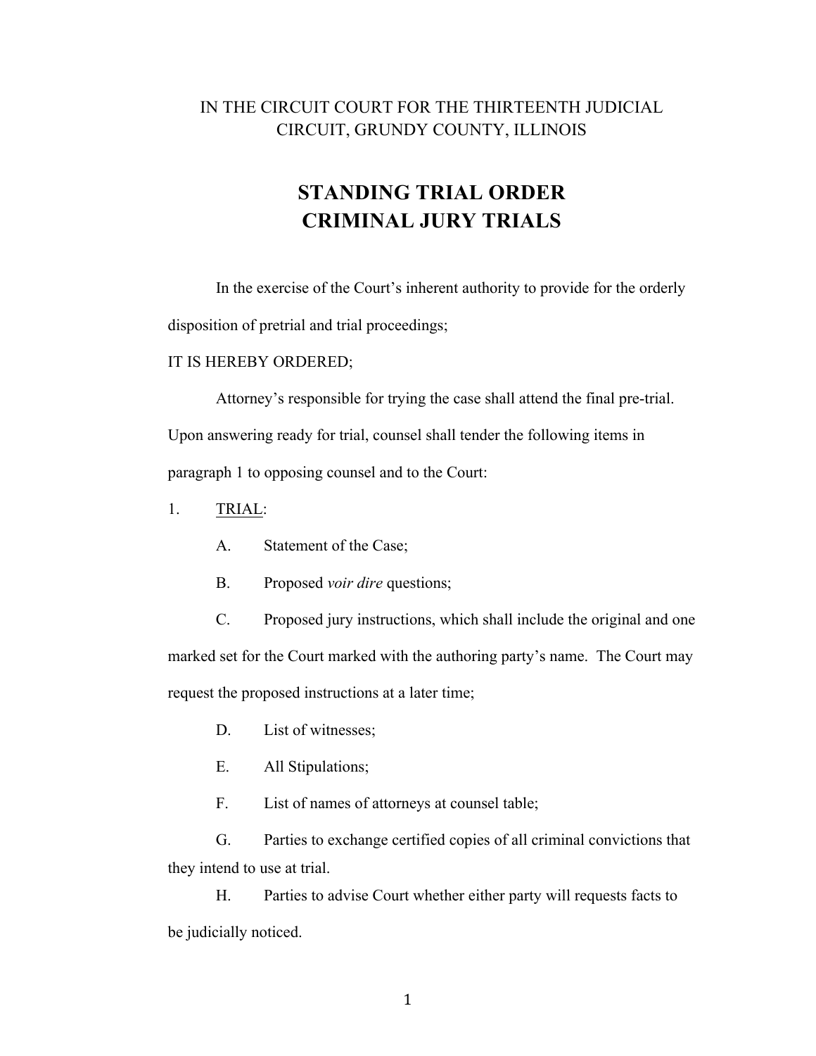IN THE CIRCUIT COURT FOR THE THIRTEENTH JUDICIAL CIRCUIT, GRUNDY COUNTY, ILLINOIS

# STANDING TRIAL ORDER
# CRIMINAL JURY TRIALS

In the exercise of the Court's inherent authority to provide for the orderly disposition of pretrial and trial proceedings;

IT IS HEREBY ORDERED;

Attorney's responsible for trying the case shall attend the final pre-trial. Upon answering ready for trial, counsel shall tender the following items in paragraph 1 to opposing counsel and to the Court:

1. <u>TRIAL</u>:

   A. Statement of the Case;

   B. Proposed *voir dire* questions;

   C. Proposed jury instructions, which shall include the original and one marked set for the Court marked with the authoring party's name. The Court may request the proposed instructions at a later time;

   D. List of witnesses;

   E. All Stipulations;

   F. List of names of attorneys at counsel table;

   G. Parties to exchange certified copies of all criminal convictions that they intend to use at trial.

   H. Parties to advise Court whether either party will requests facts to be judicially noticed.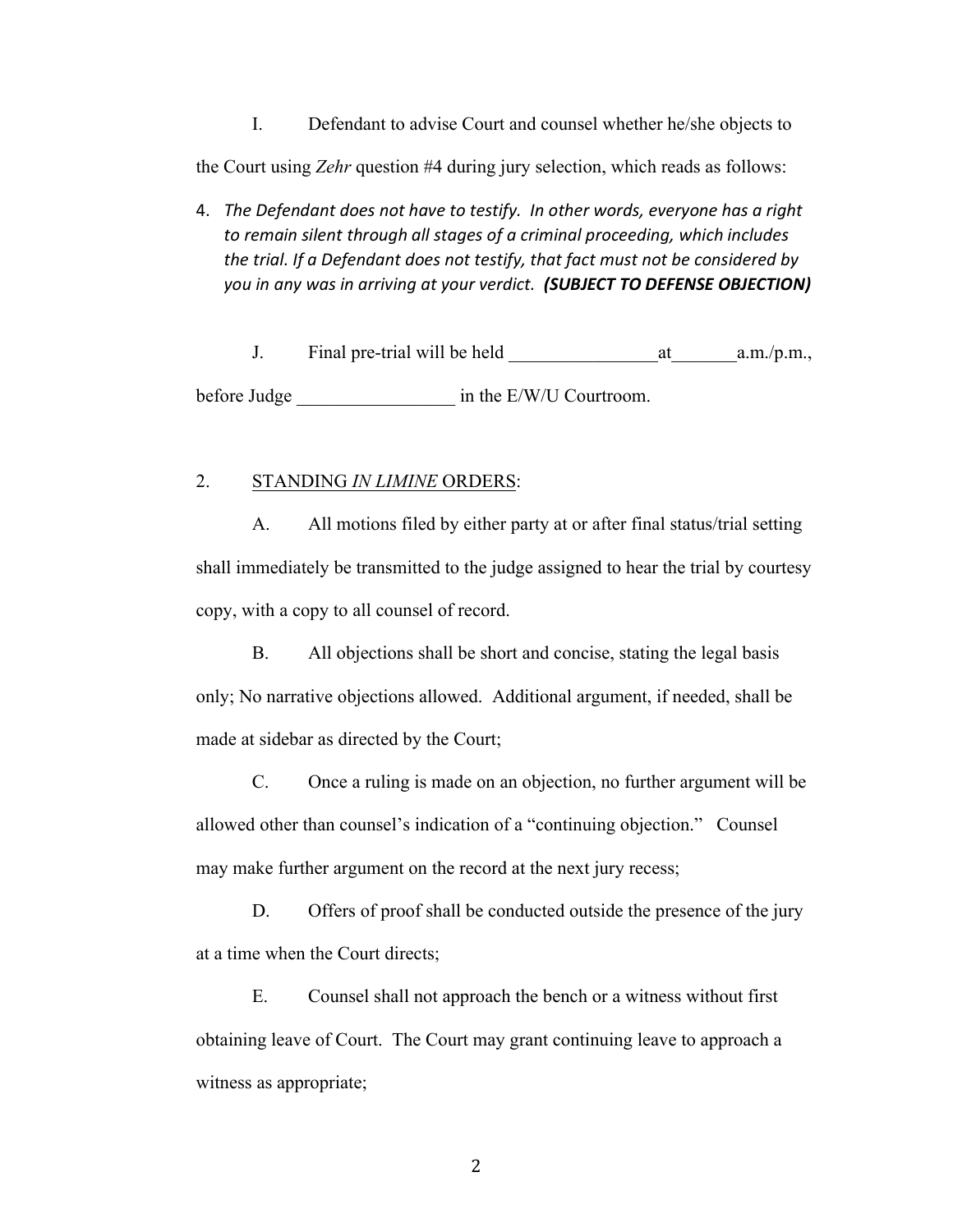I. Defendant to advise Court and counsel whether he/she objects to the Court using *Zehr* question #4 during jury selection, which reads as follows:

4. *The Defendant does not have to testify. In other words, everyone has a right to remain silent through all stages of a criminal proceeding, which includes the trial. If a Defendant does not testify, that fact must not be considered by you in any was in arriving at your verdict.* ***(SUBJECT TO DEFENSE OBJECTION)***

J. Final pre-trial will be held ________________at_______a.m./p.m., before Judge _________________ in the E/W/U Courtroom.

2. STANDING *IN LIMINE* ORDERS:

A. All motions filed by either party at or after final status/trial setting shall immediately be transmitted to the judge assigned to hear the trial by courtesy copy, with a copy to all counsel of record.

B. All objections shall be short and concise, stating the legal basis only; No narrative objections allowed. Additional argument, if needed, shall be made at sidebar as directed by the Court;

C. Once a ruling is made on an objection, no further argument will be allowed other than counsel's indication of a "continuing objection." Counsel may make further argument on the record at the next jury recess;

D. Offers of proof shall be conducted outside the presence of the jury at a time when the Court directs;

E. Counsel shall not approach the bench or a witness without first obtaining leave of Court. The Court may grant continuing leave to approach a witness as appropriate;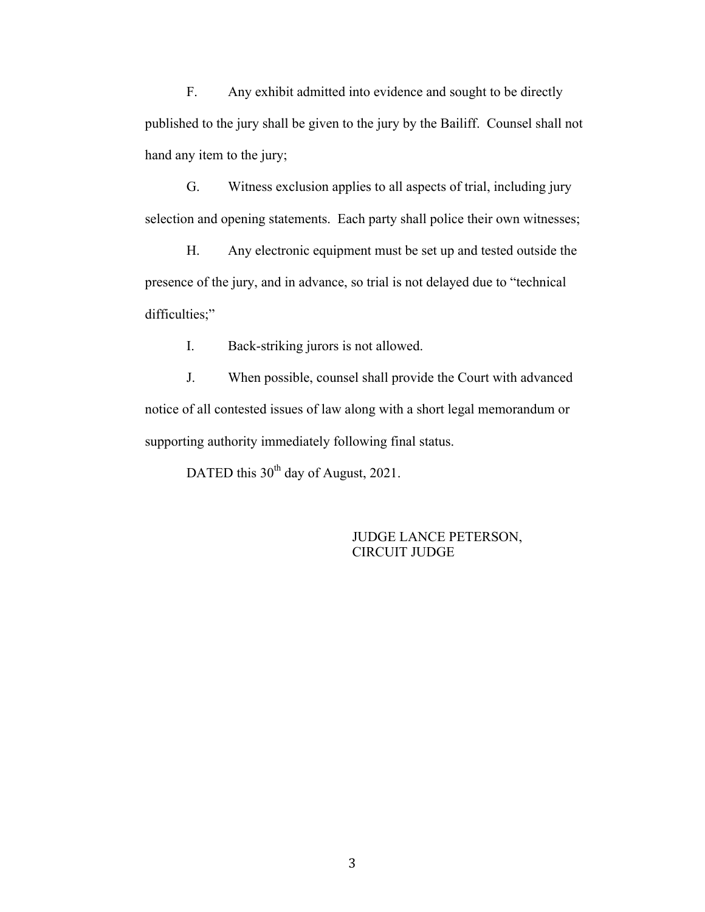F. Any exhibit admitted into evidence and sought to be directly published to the jury shall be given to the jury by the Bailiff. Counsel shall not hand any item to the jury;

G. Witness exclusion applies to all aspects of trial, including jury selection and opening statements. Each party shall police their own witnesses;

H. Any electronic equipment must be set up and tested outside the presence of the jury, and in advance, so trial is not delayed due to "technical difficulties;"

I. Back-striking jurors is not allowed.

J. When possible, counsel shall provide the Court with advanced notice of all contested issues of law along with a short legal memorandum or supporting authority immediately following final status.

DATED this 30th day of August, 2021.

JUDGE LANCE PETERSON,
CIRCUIT JUDGE